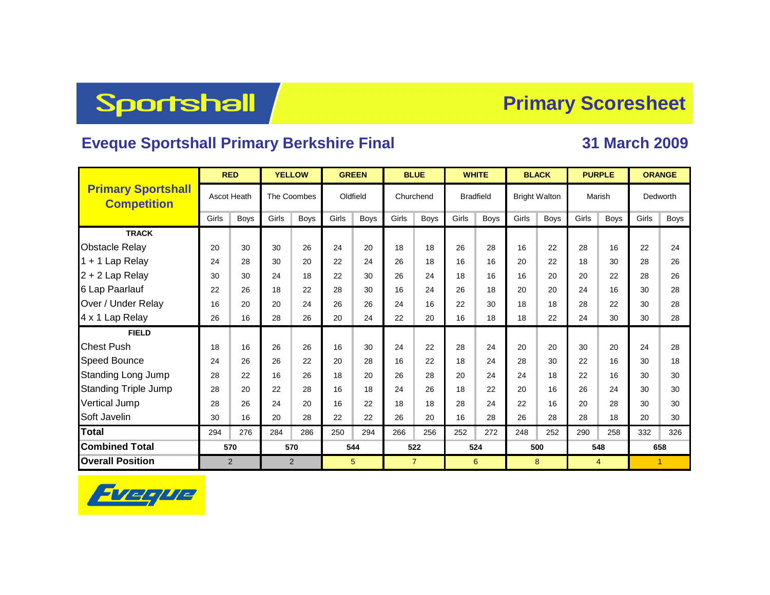# Sportshall Primary Scoresheet

## Eveque Sportshall Primary Berkshire Final

**31 March 2009**

| Primary Sportshall Competition | RED | | YELLOW | | GREEN | | BLUE | | WHITE | | BLACK | | PURPLE | | ORANGE | |
|---|---|---|---|---|---|---|---|---|---|---|---|---|---|---|---|---|
| | Ascot Heath | | The Coombes | | Oldfield | | Churchend | | Bradfield | | Bright Walton | | Marish | | Dedworth | |
| | Girls | Boys | Girls | Boys | Girls | Boys | Girls | Boys | Girls | Boys | Girls | Boys | Girls | Boys | Girls | Boys |
| **TRACK** | | | | | | | | | | | | | | | | |
| Obstacle Relay | 20 | 30 | 30 | 26 | 24 | 20 | 18 | 18 | 26 | 28 | 16 | 22 | 28 | 16 | 22 | 24 |
| 1 + 1 Lap Relay | 24 | 28 | 30 | 20 | 22 | 24 | 26 | 18 | 16 | 16 | 20 | 22 | 18 | 30 | 28 | 26 |
| 2 + 2 Lap Relay | 30 | 30 | 24 | 18 | 22 | 30 | 26 | 24 | 18 | 16 | 16 | 20 | 20 | 22 | 28 | 26 |
| 6 Lap Paarlauf | 22 | 26 | 18 | 22 | 28 | 30 | 16 | 24 | 26 | 18 | 20 | 20 | 24 | 16 | 30 | 28 |
| Over / Under Relay | 16 | 20 | 20 | 24 | 26 | 26 | 24 | 16 | 22 | 30 | 18 | 18 | 28 | 22 | 30 | 28 |
| 4 x 1 Lap Relay | 26 | 16 | 28 | 26 | 20 | 24 | 22 | 20 | 16 | 18 | 18 | 22 | 24 | 30 | 30 | 28 |
| **FIELD** | | | | | | | | | | | | | | | | |
| Chest Push | 18 | 16 | 26 | 26 | 16 | 30 | 24 | 22 | 28 | 24 | 20 | 20 | 30 | 20 | 24 | 28 |
| Speed Bounce | 24 | 26 | 26 | 22 | 20 | 28 | 16 | 22 | 18 | 24 | 28 | 30 | 22 | 16 | 30 | 18 |
| Standing Long Jump | 28 | 22 | 16 | 26 | 18 | 20 | 26 | 28 | 20 | 24 | 24 | 18 | 22 | 16 | 30 | 30 |
| Standing Triple Jump | 28 | 20 | 22 | 28 | 16 | 18 | 24 | 26 | 18 | 22 | 20 | 16 | 26 | 24 | 30 | 30 |
| Vertical Jump | 28 | 26 | 24 | 20 | 16 | 22 | 18 | 18 | 28 | 24 | 22 | 16 | 20 | 28 | 30 | 30 |
| Soft Javelin | 30 | 16 | 20 | 28 | 22 | 22 | 26 | 20 | 16 | 28 | 26 | 28 | 28 | 18 | 20 | 30 |
| **Total** | 294 | 276 | 284 | 286 | 250 | 294 | 266 | 256 | 252 | 272 | 248 | 252 | 290 | 258 | 332 | 326 |
| **Combined Total** | 570 | | 570 | | 544 | | 522 | | 524 | | 500 | | 548 | | 658 | |
| **Overall Position** | 2 | | 2 | | 5 | | 7 | | 6 | | 8 | | 4 | | 1 | |

Eveque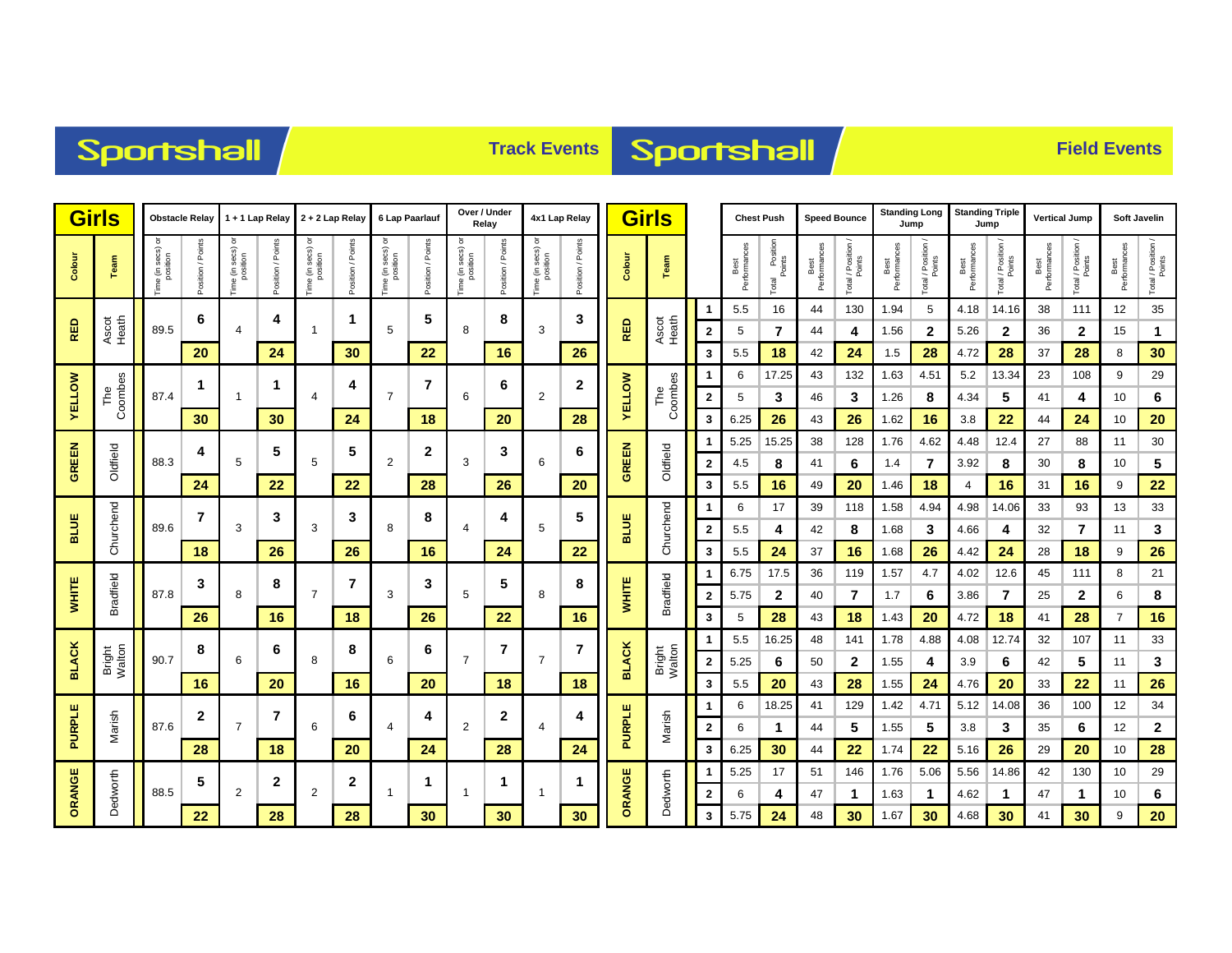# Sportshall — Track Events

## Girls

| Colour | Team | Obstacle Relay Time (in secs) or position | Obstacle Relay Position / Points | 1 + 1 Lap Relay Time (in secs) or position | 1 + 1 Lap Relay Position / Points | 2 + 2 Lap Relay Time (in secs) or position | 2 + 2 Lap Relay Position / Points | 6 Lap Paarlauf Time (in secs) or position | 6 Lap Paarlauf Position / Points | Over / Under Relay Time (in secs) or position | Over / Under Relay Position / Points | 4x1 Lap Relay Time (in secs) or position | 4x1 Lap Relay Position / Points |
|---|---|---|---|---|---|---|---|---|---|---|---|---|---|
| RED | Ascot Heath | 89.5 | 6 | 4 | 4 | 1 | 1 | 5 | 5 | 8 | 8 | 3 | 3 |
| | | | **20** | | **24** | | **30** | | **22** | | **16** | | **26** |
| YELLOW | The Coombes | 87.4 | 1 | 1 | 1 | 4 | 4 | 7 | 7 | 6 | 6 | 2 | 2 |
| | | | **30** | | **30** | | **24** | | **18** | | **20** | | **28** |
| GREEN | Oldfield | 88.3 | 4 | 5 | 5 | 5 | 5 | 2 | 2 | 3 | 3 | 6 | 6 |
| | | | **24** | | **22** | | **22** | | **28** | | **26** | | **20** |
| BLUE | Churchend | 89.6 | 7 | 3 | 3 | 3 | 3 | 8 | 8 | 4 | 4 | 5 | 5 |
| | | | **18** | | **26** | | **26** | | **16** | | **24** | | **22** |
| WHITE | Bradfield | 87.8 | 3 | 8 | 8 | 7 | 7 | 3 | 3 | 5 | 5 | 8 | 8 |
| | | | **26** | | **16** | | **18** | | **26** | | **22** | | **16** |
| BLACK | Bright Walton | 90.7 | 8 | 6 | 6 | 8 | 8 | 6 | 6 | 7 | 7 | 7 | 7 |
| | | | **16** | | **20** | | **16** | | **20** | | **18** | | **18** |
| PURPLE | Marish | 87.6 | 2 | 7 | 7 | 6 | 6 | 4 | 4 | 2 | 2 | 4 | 4 |
| | | | **28** | | **18** | | **20** | | **24** | | **28** | | **24** |
| ORANGE | Dedworth | 88.5 | 5 | 2 | 2 | 2 | 2 | 1 | 1 | 1 | 1 | 1 | 1 |
| | | | **22** | | **28** | | **28** | | **30** | | **30** | | **30** |

# Sportshall — Field Events

## Girls

| Colour | Team | | Chest Push Best Performances | Chest Push Total / Position / Points | Speed Bounce Best Performances | Speed Bounce Total / Position / Points | Standing Long Jump Best Performances | Standing Long Jump Total / Position / Points | Standing Triple Jump Best Performances | Standing Triple Jump Total / Position / Points | Vertical Jump Best Performances | Vertical Jump Total / Position / Points | Soft Javelin Best Performances | Soft Javelin Total / Position / Points |
|---|---|---|---|---|---|---|---|---|---|---|---|---|---|---|
| RED | Ascot Heath | 1 | 5.5 | 16 | 44 | 130 | 1.94 | 5 | 4.18 | 14.16 | 38 | 111 | 12 | 35 |
| | | 2 | 5 | **7** | 44 | **4** | 1.56 | **2** | 5.26 | **2** | 36 | **2** | 15 | **1** |
| | | 3 | 5.5 | **18** | 42 | **24** | 1.5 | **28** | 4.72 | **28** | 37 | **28** | 8 | **30** |
| YELLOW | The Coombes | 1 | 6 | 17.25 | 43 | 132 | 1.63 | 4.51 | 5.2 | 13.34 | 23 | 108 | 9 | 29 |
| | | 2 | 5 | **3** | 46 | **3** | 1.26 | **8** | 4.34 | **5** | 41 | **4** | 10 | **6** |
| | | 3 | 6.25 | **26** | 43 | **26** | 1.62 | **16** | 3.8 | **22** | 44 | **24** | 10 | **20** |
| GREEN | Oldfield | 1 | 5.25 | 15.25 | 38 | 128 | 1.76 | 4.62 | 4.48 | 12.4 | 27 | 88 | 11 | 30 |
| | | 2 | 4.5 | **8** | 41 | **6** | 1.4 | **7** | 3.92 | **8** | 30 | **8** | 10 | **5** |
| | | 3 | 5.5 | **16** | 49 | **20** | 1.46 | **18** | 4 | **16** | 31 | **16** | 9 | **22** |
| BLUE | Churchend | 1 | 6 | 17 | 39 | 118 | 1.58 | 4.94 | 4.98 | 14.06 | 33 | 93 | 13 | 33 |
| | | 2 | 5.5 | **4** | 42 | **8** | 1.68 | **3** | 4.66 | **4** | 32 | **7** | 11 | **3** |
| | | 3 | 5.5 | **24** | 37 | **16** | 1.68 | **26** | 4.42 | **24** | 28 | **18** | 9 | **26** |
| WHITE | Bradfield | 1 | 6.75 | 17.5 | 36 | 119 | 1.57 | 4.7 | 4.02 | 12.6 | 45 | 111 | 8 | 21 |
| | | 2 | 5.75 | **2** | 40 | **7** | 1.7 | **6** | 3.86 | **7** | 25 | **2** | 6 | **8** |
| | | 3 | 5 | **28** | 43 | **18** | 1.43 | **20** | 4.72 | **18** | 41 | **28** | 7 | **16** |
| BLACK | Bright Walton | 1 | 5.5 | 16.25 | 48 | 141 | 1.78 | 4.88 | 4.08 | 12.74 | 32 | 107 | 11 | 33 |
| | | 2 | 5.25 | **6** | 50 | **2** | 1.55 | **4** | 3.9 | **6** | 42 | **5** | 11 | **3** |
| | | 3 | 5.5 | **20** | 43 | **28** | 1.55 | **24** | 4.76 | **20** | 33 | **22** | 11 | **26** |
| PURPLE | Marish | 1 | 6 | 18.25 | 41 | 129 | 1.42 | 4.71 | 5.12 | 14.08 | 36 | 100 | 12 | 34 |
| | | 2 | 6 | **1** | 44 | **5** | 1.55 | **5** | 3.8 | **3** | 35 | **6** | 12 | **2** |
| | | 3 | 6.25 | **30** | 44 | **22** | 1.74 | **22** | 5.16 | **26** | 29 | **20** | 10 | **28** |
| ORANGE | Dedworth | 1 | 5.25 | 17 | 51 | 146 | 1.76 | 5.06 | 5.56 | 14.86 | 42 | 130 | 10 | 29 |
| | | 2 | 6 | **4** | 47 | **1** | 1.63 | **1** | 4.62 | **1** | 47 | **1** | 10 | **6** |
| | | 3 | 5.75 | **24** | 48 | **30** | 1.67 | **30** | 4.68 | **30** | 41 | **30** | 9 | **20** |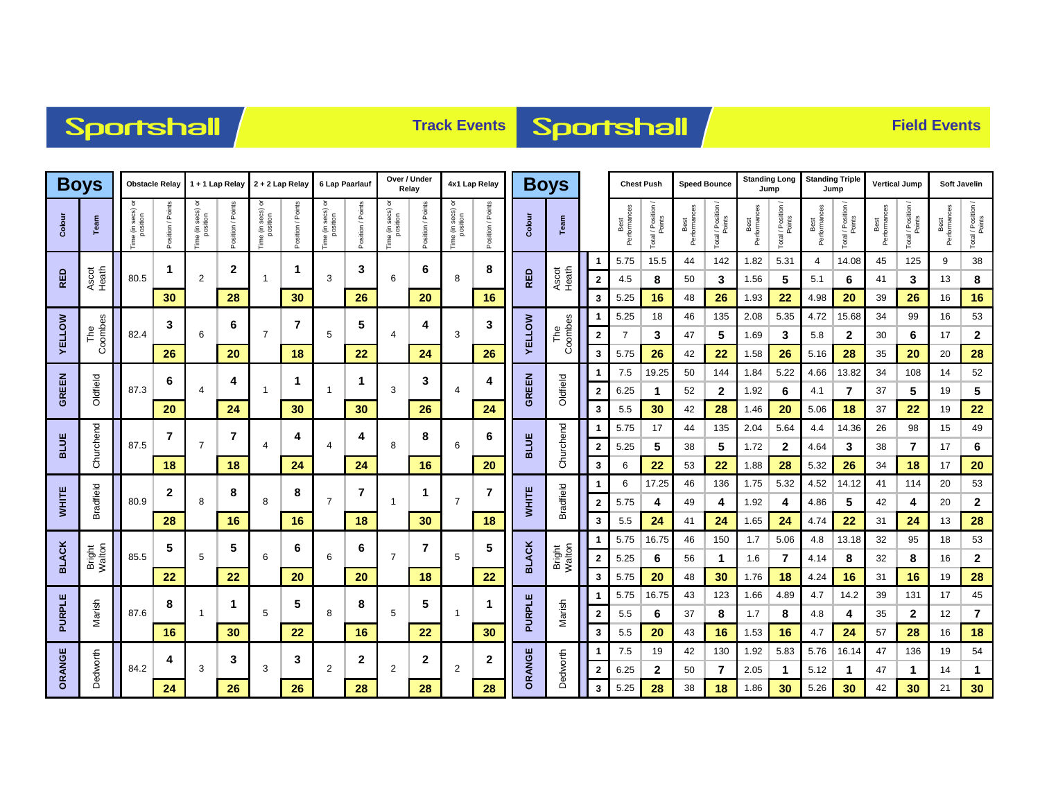# Sportshall — Track Events

| Boys | | Obstacle Relay | | 1 + 1 Lap Relay | | 2 + 2 Lap Relay | | 6 Lap Paarlauf | | Over / Under Relay | | 4x1 Lap Relay | |
|---|---|---|---|---|---|---|---|---|---|---|---|---|---|
| Colour | Team | Time (in secs) or position | Position / Points | Time (in secs) or position | Position / Points | Time (in secs) or position | Position / Points | Time (in secs) or position | Position / Points | Time (in secs) or position | Position / Points | Time (in secs) or position | Position / Points |
| RED | Ascot Heath | 80.5 | 1 | 2 | 2 | 1 | 1 | 3 | 3 | 6 | 6 | 8 | 8 |
| | | | 30 | | 28 | | 30 | | 26 | | 20 | | 16 |
| YELLOW | The Coombes | 82.4 | 3 | 6 | 6 | 7 | 7 | 5 | 5 | 4 | 4 | 3 | 3 |
| | | | 26 | | 20 | | 18 | | 22 | | 24 | | 26 |
| GREEN | Oldfield | 87.3 | 6 | 4 | 4 | 1 | 1 | 1 | 1 | 3 | 3 | 4 | 4 |
| | | | 20 | | 24 | | 30 | | 30 | | 26 | | 24 |
| BLUE | Churchend | 87.5 | 7 | 7 | 7 | 4 | 4 | 4 | 4 | 8 | 8 | 6 | 6 |
| | | | 18 | | 18 | | 24 | | 24 | | 16 | | 20 |
| WHITE | Bradfield | 80.9 | 2 | 8 | 8 | 8 | 8 | 7 | 7 | 1 | 1 | 7 | 7 |
| | | | 28 | | 16 | | 16 | | 18 | | 30 | | 18 |
| BLACK | Bright Walton | 85.5 | 5 | 5 | 5 | 6 | 6 | 6 | 6 | 7 | 7 | 5 | 5 |
| | | | 22 | | 22 | | 20 | | 20 | | 18 | | 22 |
| PURPLE | Marish | 87.6 | 8 | 1 | 1 | 5 | 5 | 8 | 8 | 5 | 5 | 1 | 1 |
| | | | 16 | | 30 | | 22 | | 16 | | 22 | | 30 |
| ORANGE | Dedworth | 84.2 | 4 | 3 | 3 | 3 | 3 | 2 | 2 | 2 | 2 | 2 | 2 |
| | | | 24 | | 26 | | 26 | | 28 | | 28 | | 28 |

# Sportshall — Field Events

| Boys | | | Chest Push | | Speed Bounce | | Standing Long Jump | | Standing Triple Jump | | Vertical Jump | | Soft Javelin | |
|---|---|---|---|---|---|---|---|---|---|---|---|---|---|---|
| Colour | Team | | Best Performances | Total / Position / Points | Best Performances | Total / Position / Points | Best Performances | Total / Position / Points | Best Performances | Total / Position / Points | Best Performances | Total / Position / Points | Best Performances | Total / Position / Points |
| RED | Ascot Heath | 1 | 5.75 | 15.5 | 44 | 142 | 1.82 | 5.31 | 4 | 14.08 | 45 | 125 | 9 | 38 |
| | | 2 | 4.5 | 8 | 50 | 3 | 1.56 | 5 | 5.1 | 6 | 41 | 3 | 13 | 8 |
| | | 3 | 5.25 | 16 | 48 | 26 | 1.93 | 22 | 4.98 | 20 | 39 | 26 | 16 | 16 |
| YELLOW | The Coombes | 1 | 5.25 | 18 | 46 | 135 | 2.08 | 5.35 | 4.72 | 15.68 | 34 | 99 | 16 | 53 |
| | | 2 | 7 | 3 | 47 | 5 | 1.69 | 3 | 5.8 | 2 | 30 | 6 | 17 | 2 |
| | | 3 | 5.75 | 26 | 42 | 22 | 1.58 | 26 | 5.16 | 28 | 35 | 20 | 20 | 28 |
| GREEN | Oldfield | 1 | 7.5 | 19.25 | 50 | 144 | 1.84 | 5.22 | 4.66 | 13.82 | 34 | 108 | 14 | 52 |
| | | 2 | 6.25 | 1 | 52 | 2 | 1.92 | 6 | 4.1 | 7 | 37 | 5 | 19 | 5 |
| | | 3 | 5.5 | 30 | 42 | 28 | 1.46 | 20 | 5.06 | 18 | 37 | 22 | 19 | 22 |
| BLUE | Churchend | 1 | 5.75 | 17 | 44 | 135 | 2.04 | 5.64 | 4.4 | 14.36 | 26 | 98 | 15 | 49 |
| | | 2 | 5.25 | 5 | 38 | 5 | 1.72 | 2 | 4.64 | 3 | 38 | 7 | 17 | 6 |
| | | 3 | 6 | 22 | 53 | 22 | 1.88 | 28 | 5.32 | 26 | 34 | 18 | 17 | 20 |
| WHITE | Bradfield | 1 | 6 | 17.25 | 46 | 136 | 1.75 | 5.32 | 4.52 | 14.12 | 41 | 114 | 20 | 53 |
| | | 2 | 5.75 | 4 | 49 | 4 | 1.92 | 4 | 4.86 | 5 | 42 | 4 | 20 | 2 |
| | | 3 | 5.5 | 24 | 41 | 24 | 1.65 | 24 | 4.74 | 22 | 31 | 24 | 13 | 28 |
| BLACK | Bright Walton | 1 | 5.75 | 16.75 | 46 | 150 | 1.7 | 5.06 | 4.8 | 13.18 | 32 | 95 | 18 | 53 |
| | | 2 | 5.25 | 6 | 56 | 1 | 1.6 | 7 | 4.14 | 8 | 32 | 8 | 16 | 2 |
| | | 3 | 5.75 | 20 | 48 | 30 | 1.76 | 18 | 4.24 | 16 | 31 | 16 | 19 | 28 |
| PURPLE | Marish | 1 | 5.75 | 16.75 | 43 | 123 | 1.66 | 4.89 | 4.7 | 14.2 | 39 | 131 | 17 | 45 |
| | | 2 | 5.5 | 6 | 37 | 8 | 1.7 | 8 | 4.8 | 4 | 35 | 2 | 12 | 7 |
| | | 3 | 5.5 | 20 | 43 | 16 | 1.53 | 16 | 4.7 | 24 | 57 | 28 | 16 | 18 |
| ORANGE | Dedworth | 1 | 7.5 | 19 | 42 | 130 | 1.92 | 5.83 | 5.76 | 16.14 | 47 | 136 | 19 | 54 |
| | | 2 | 6.25 | 2 | 50 | 7 | 2.05 | 1 | 5.12 | 1 | 47 | 1 | 14 | 1 |
| | | 3 | 5.25 | 28 | 38 | 18 | 1.86 | 30 | 5.26 | 30 | 42 | 30 | 21 | 30 |